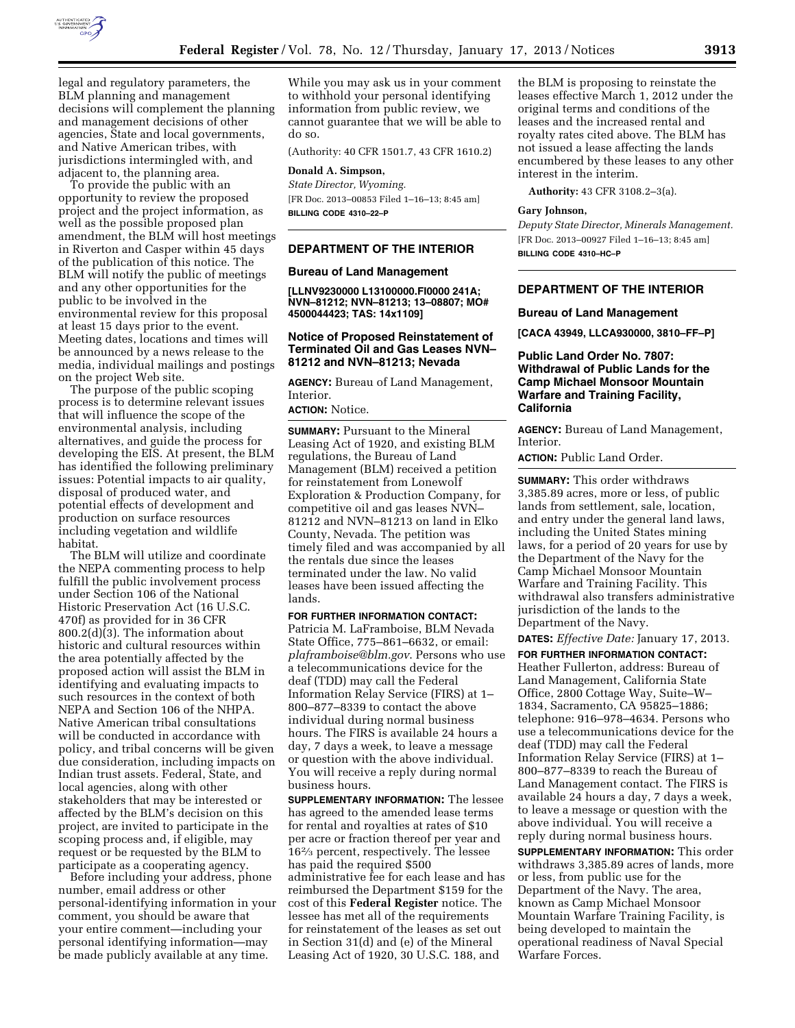legal and regulatory parameters, the BLM planning and management decisions will complement the planning and management decisions of other agencies, State and local governments, and Native American tribes, with jurisdictions intermingled with, and adjacent to, the planning area.

To provide the public with an opportunity to review the proposed project and the project information, as well as the possible proposed plan amendment, the BLM will host meetings in Riverton and Casper within 45 days of the publication of this notice. The BLM will notify the public of meetings and any other opportunities for the public to be involved in the environmental review for this proposal at least 15 days prior to the event. Meeting dates, locations and times will be announced by a news release to the media, individual mailings and postings on the project Web site.

The purpose of the public scoping process is to determine relevant issues that will influence the scope of the environmental analysis, including alternatives, and guide the process for developing the EIS. At present, the BLM has identified the following preliminary issues: Potential impacts to air quality, disposal of produced water, and potential effects of development and production on surface resources including vegetation and wildlife habitat.

The BLM will utilize and coordinate the NEPA commenting process to help fulfill the public involvement process under Section 106 of the National Historic Preservation Act (16 U.S.C. 470f) as provided for in 36 CFR 800.2(d)(3). The information about historic and cultural resources within the area potentially affected by the proposed action will assist the BLM in identifying and evaluating impacts to such resources in the context of both NEPA and Section 106 of the NHPA. Native American tribal consultations will be conducted in accordance with policy, and tribal concerns will be given due consideration, including impacts on Indian trust assets. Federal, State, and local agencies, along with other stakeholders that may be interested or affected by the BLM's decision on this project, are invited to participate in the scoping process and, if eligible, may request or be requested by the BLM to participate as a cooperating agency.

Before including your address, phone number, email address or other personal-identifying information in your comment, you should be aware that your entire comment—including your personal identifying information—may be made publicly available at any time. While you may ask us in your comment to withhold your personal identifying information from public review, we cannot guarantee that we will be able to do so.

(Authority: 40 CFR 1501.7, 43 CFR 1610.2)

**Donald A. Simpson,**

*State Director, Wyoming.*

[FR Doc. 2013–00853 Filed 1–16–13; 8:45 am]

**BILLING CODE 4310–22–P**

---

## DEPARTMENT OF THE INTERIOR

### Bureau of Land Management

**[LLNV9230000 L13100000.FI0000 241A; NVN–81212; NVN–81213; 13–08807; MO# 4500044423; TAS: 14x1109]**

### Notice of Proposed Reinstatement of Terminated Oil and Gas Leases NVN–81212 and NVN–81213; Nevada

**AGENCY:** Bureau of Land Management, Interior.

**ACTION:** Notice.

**SUMMARY:** Pursuant to the Mineral Leasing Act of 1920, and existing BLM regulations, the Bureau of Land Management (BLM) received a petition for reinstatement from Lonewolf Exploration & Production Company, for competitive oil and gas leases NVN–81212 and NVN–81213 on land in Elko County, Nevada. The petition was timely filed and was accompanied by all the rentals due since the leases terminated under the law. No valid leases have been issued affecting the lands.

**FOR FURTHER INFORMATION CONTACT:** Patricia M. LaFramboise, BLM Nevada State Office, 775–861–6632, or email: *plaframboise@blm.gov.* Persons who use a telecommunications device for the deaf (TDD) may call the Federal Information Relay Service (FIRS) at 1–800–877–8339 to contact the above individual during normal business hours. The FIRS is available 24 hours a day, 7 days a week, to leave a message or question with the above individual. You will receive a reply during normal business hours.

**SUPPLEMENTARY INFORMATION:** The lessee has agreed to the amended lease terms for rental and royalties at rates of $10 per acre or fraction thereof per year and 16⅔ percent, respectively. The lessee has paid the required $500 administrative fee for each lease and has reimbursed the Department $159 for the cost of this **Federal Register** notice. The lessee has met all of the requirements for reinstatement of the leases as set out in Section 31(d) and (e) of the Mineral Leasing Act of 1920, 30 U.S.C. 188, and the BLM is proposing to reinstate the leases effective March 1, 2012 under the original terms and conditions of the leases and the increased rental and royalty rates cited above. The BLM has not issued a lease affecting the lands encumbered by these leases to any other interest in the interim.

**Authority:** 43 CFR 3108.2–3(a).

**Gary Johnson,**

*Deputy State Director, Minerals Management.*

[FR Doc. 2013–00927 Filed 1–16–13; 8:45 am]

**BILLING CODE 4310–HC–P**

---

## DEPARTMENT OF THE INTERIOR

### Bureau of Land Management

**[CACA 43949, LLCA930000, 3810–FF–P]**

### Public Land Order No. 7807: Withdrawal of Public Lands for the Camp Michael Monsoor Mountain Warfare and Training Facility, California

**AGENCY:** Bureau of Land Management, Interior.

**ACTION:** Public Land Order.

**SUMMARY:** This order withdraws 3,385.89 acres, more or less, of public lands from settlement, sale, location, and entry under the general land laws, including the United States mining laws, for a period of 20 years for use by the Department of the Navy for the Camp Michael Monsoor Mountain Warfare and Training Facility. This withdrawal also transfers administrative jurisdiction of the lands to the Department of the Navy.

**DATES:** *Effective Date:* January 17, 2013.

**FOR FURTHER INFORMATION CONTACT:** Heather Fullerton, address: Bureau of Land Management, California State Office, 2800 Cottage Way, Suite–W–1834, Sacramento, CA 95825–1886; telephone: 916–978–4634. Persons who use a telecommunications device for the deaf (TDD) may call the Federal Information Relay Service (FIRS) at 1–800–877–8339 to reach the Bureau of Land Management contact. The FIRS is available 24 hours a day, 7 days a week, to leave a message or question with the above individual. You will receive a reply during normal business hours.

**SUPPLEMENTARY INFORMATION:** This order withdraws 3,385.89 acres of lands, more or less, from public use for the Department of the Navy. The area, known as Camp Michael Monsoor Mountain Warfare Training Facility, is being developed to maintain the operational readiness of Naval Special Warfare Forces.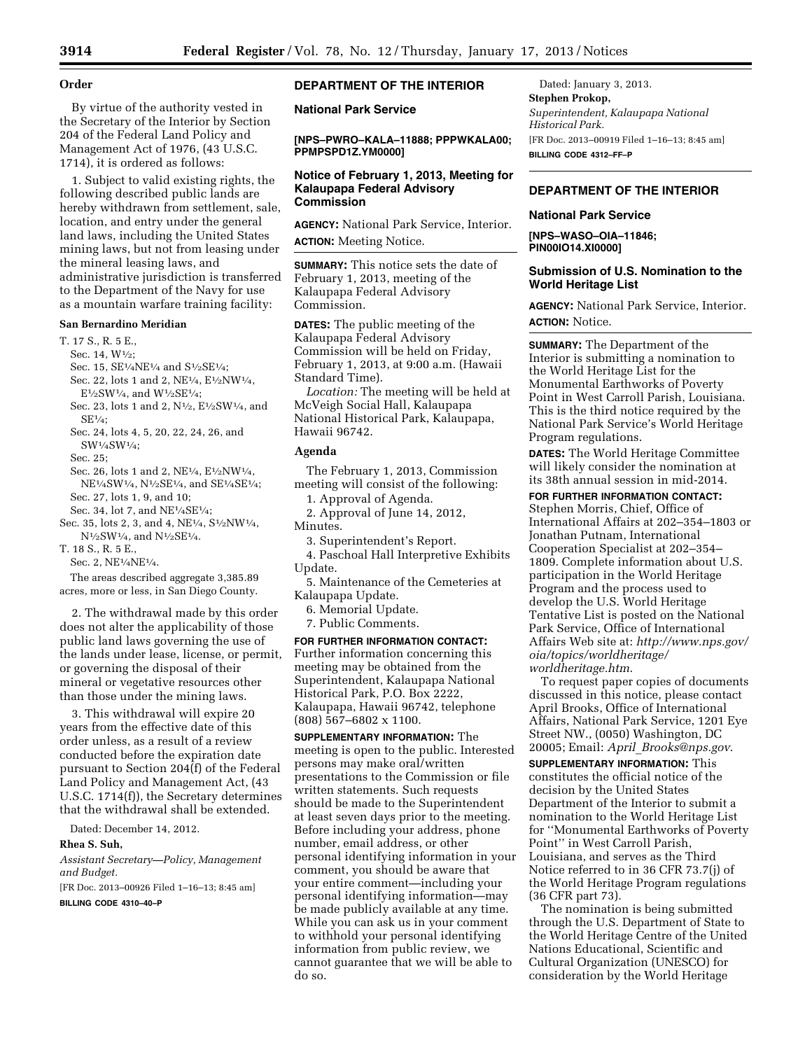## Order

By virtue of the authority vested in the Secretary of the Interior by Section 204 of the Federal Land Policy and Management Act of 1976, (43 U.S.C. 1714), it is ordered as follows:

1. Subject to valid existing rights, the following described public lands are hereby withdrawn from settlement, sale, location, and entry under the general land laws, including the United States mining laws, but not from leasing under the mineral leasing laws, and administrative jurisdiction is transferred to the Department of the Navy for use as a mountain warfare training facility:

### San Bernardino Meridian

T. 17 S., R. 5 E.,
- Sec. 14, W½;
- Sec. 15, SE¼NE¼ and S½SE¼;
- Sec. 22, lots 1 and 2, NE¼, E½NW¼, E½SW¼, and W½SE¼;
- Sec. 23, lots 1 and 2, N½, E½SW¼, and SE¼;
- Sec. 24, lots 4, 5, 20, 22, 24, 26, and SW¼SW¼;
- Sec. 25;
- Sec. 26, lots 1 and 2, NE¼, E½NW¼, NE¼SW¼, N½SE¼, and SE¼SE¼;
- Sec. 27, lots 1, 9, and 10;
- Sec. 34, lot 7, and NE¼SE¼;
- Sec. 35, lots 2, 3, and 4, NE¼, S½NW¼, N½SW¼, and N½SE¼.

T. 18 S., R. 5 E.,
- Sec. 2, NE¼NE¼.

The areas described aggregate 3,385.89 acres, more or less, in San Diego County.

2. The withdrawal made by this order does not alter the applicability of those public land laws governing the use of the lands under lease, license, or permit, or governing the disposal of their mineral or vegetative resources other than those under the mining laws.

3. This withdrawal will expire 20 years from the effective date of this order unless, as a result of a review conducted before the expiration date pursuant to Section 204(f) of the Federal Land Policy and Management Act, (43 U.S.C. 1714(f)), the Secretary determines that the withdrawal shall be extended.

Dated: December 14, 2012.

**Rhea S. Suh,**

*Assistant Secretary—Policy, Management and Budget.*

[FR Doc. 2013–00926 Filed 1–16–13; 8:45 am]

**BILLING CODE 4310–40–P**

---

## DEPARTMENT OF THE INTERIOR

### National Park Service

**[NPS–PWRO–KALA–11888; PPPWKALA00; PPMPSPD1Z.YM0000]**

### Notice of February 1, 2013, Meeting for Kalaupapa Federal Advisory Commission

**AGENCY:** National Park Service, Interior.

**ACTION:** Meeting Notice.

**SUMMARY:** This notice sets the date of February 1, 2013, meeting of the Kalaupapa Federal Advisory Commission.

**DATES:** The public meeting of the Kalaupapa Federal Advisory Commission will be held on Friday, February 1, 2013, at 9:00 a.m. (Hawaii Standard Time).

*Location:* The meeting will be held at McVeigh Social Hall, Kalaupapa National Historical Park, Kalaupapa, Hawaii 96742.

## Agenda

The February 1, 2013, Commission meeting will consist of the following:

1. Approval of Agenda.
2. Approval of June 14, 2012, Minutes.
3. Superintendent's Report.
4. Paschoal Hall Interpretive Exhibits Update.
5. Maintenance of the Cemeteries at Kalaupapa Update.
6. Memorial Update.
7. Public Comments.

**FOR FURTHER INFORMATION CONTACT:** Further information concerning this meeting may be obtained from the Superintendent, Kalaupapa National Historical Park, P.O. Box 2222, Kalaupapa, Hawaii 96742, telephone (808) 567–6802 x 1100.

**SUPPLEMENTARY INFORMATION:** The meeting is open to the public. Interested persons may make oral/written presentations to the Commission or file written statements. Such requests should be made to the Superintendent at least seven days prior to the meeting. Before including your address, phone number, email address, or other personal identifying information in your comment, you should be aware that your entire comment—including your personal identifying information—may be made publicly available at any time. While you can ask us in your comment to withhold your personal identifying information from public review, we cannot guarantee that we will be able to do so.

Dated: January 3, 2013.

**Stephen Prokop,**

*Superintendent, Kalaupapa National Historical Park.*

[FR Doc. 2013–00919 Filed 1–16–13; 8:45 am]

**BILLING CODE 4312–FF–P**

---

## DEPARTMENT OF THE INTERIOR

### National Park Service

**[NPS–WASO–OIA–11846; PIN00IO14.XI0000]**

### Submission of U.S. Nomination to the World Heritage List

**AGENCY:** National Park Service, Interior.

**ACTION:** Notice.

**SUMMARY:** The Department of the Interior is submitting a nomination to the World Heritage List for the Monumental Earthworks of Poverty Point in West Carroll Parish, Louisiana. This is the third notice required by the National Park Service's World Heritage Program regulations.

**DATES:** The World Heritage Committee will likely consider the nomination at its 38th annual session in mid-2014.

**FOR FURTHER INFORMATION CONTACT:** Stephen Morris, Chief, Office of International Affairs at 202–354–1803 or Jonathan Putnam, International Cooperation Specialist at 202–354–1809. Complete information about U.S. participation in the World Heritage Program and the process used to develop the U.S. World Heritage Tentative List is posted on the National Park Service, Office of International Affairs Web site at: *http://www.nps.gov/oia/topics/worldheritage/worldheritage.htm*.

To request paper copies of documents discussed in this notice, please contact April Brooks, Office of International Affairs, National Park Service, 1201 Eye Street NW., (0050) Washington, DC 20005; Email: *April_Brooks@nps.gov*.

**SUPPLEMENTARY INFORMATION:** This constitutes the official notice of the decision by the United States Department of the Interior to submit a nomination to the World Heritage List for ''Monumental Earthworks of Poverty Point'' in West Carroll Parish, Louisiana, and serves as the Third Notice referred to in 36 CFR 73.7(j) of the World Heritage Program regulations (36 CFR part 73).

The nomination is being submitted through the U.S. Department of State to the World Heritage Centre of the United Nations Educational, Scientific and Cultural Organization (UNESCO) for consideration by the World Heritage